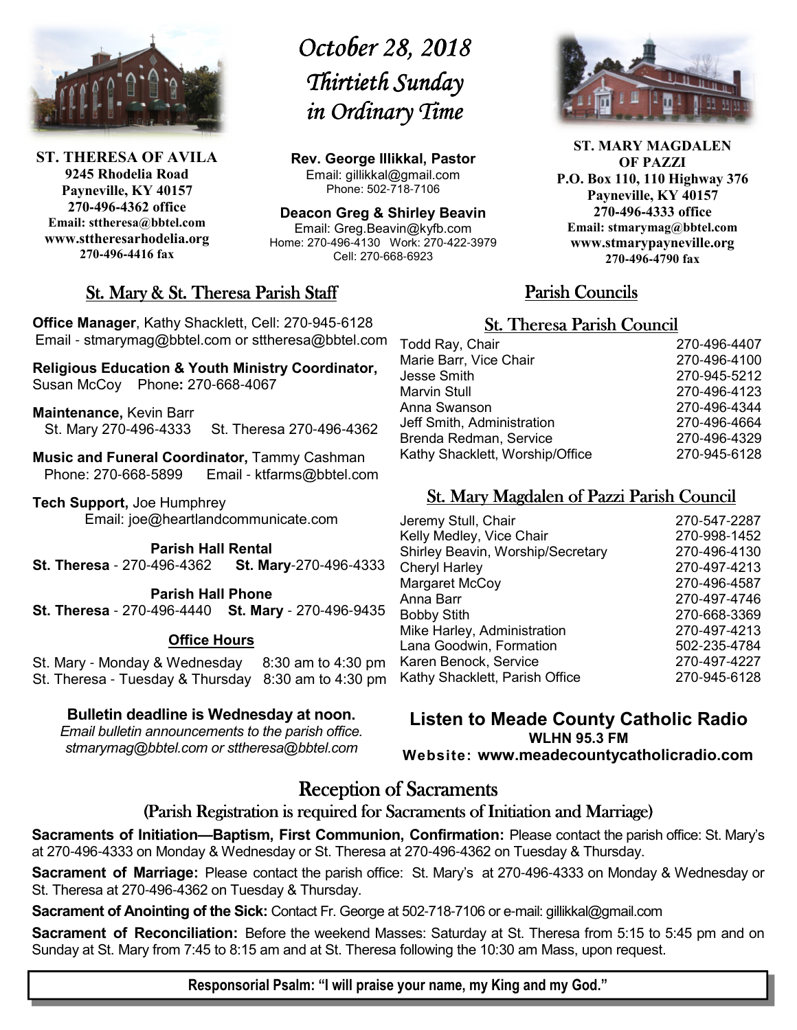# October 28, 2018
# Thirtieth Sunday in Ordinary Time

**ST. THERESA OF AVILA**
**9245 Rhodelia Road**
**Payneville, KY 40157**
**270-496-4362 office**
**Email: sttheresa@bbtel.com**
**www.sttheresarhodelia.org**
**270-496-4416 fax**

**Rev. George Illikkal, Pastor**
Email: gillikkal@gmail.com
Phone: 502-718-7106

**Deacon Greg & Shirley Beavin**
Email: Greg.Beavin@kyfb.com
Home: 270-496-4130 Work: 270-422-3979
Cell: 270-668-6923

**ST. MARY MAGDALEN OF PAZZI**
**P.O. Box 110, 110 Highway 376**
**Payneville, KY 40157**
**270-496-4333 office**
**Email: stmarymag@bbtel.com**
**www.stmarypayneville.org**
**270-496-4790 fax**

## St. Mary & St. Theresa Parish Staff

**Office Manager**, Kathy Shacklett, Cell: 270-945-6128
Email - stmarymag@bbtel.com or sttheresa@bbtel.com

**Religious Education & Youth Ministry Coordinator,** Susan McCoy Phone**:** 270-668-4067

**Maintenance,** Kevin Barr
St. Mary 270-496-4333 St. Theresa 270-496-4362

**Music and Funeral Coordinator,** Tammy Cashman
Phone: 270-668-5899 Email - ktfarms@bbtel.com

**Tech Support,** Joe Humphrey
Email: joe@heartlandcommunicate.com

**Parish Hall Rental**
**St. Theresa** - 270-496-4362 **St. Mary**-270-496-4333

**Parish Hall Phone**
**St. Theresa** - 270-496-4440 **St. Mary** - 270-496-9435

**Office Hours**

St. Mary - Monday & Wednesday 8:30 am to 4:30 pm
St. Theresa - Tuesday & Thursday 8:30 am to 4:30 pm

**Bulletin deadline is Wednesday at noon.**
*Email bulletin announcements to the parish office.*
*stmarymag@bbtel.com or sttheresa@bbtel.com*

## Parish Councils

### St. Theresa Parish Council

| | |
|---|---|
| Todd Ray, Chair | 270-496-4407 |
| Marie Barr, Vice Chair | 270-496-4100 |
| Jesse Smith | 270-945-5212 |
| Marvin Stull | 270-496-4123 |
| Anna Swanson | 270-496-4344 |
| Jeff Smith, Administration | 270-496-4664 |
| Brenda Redman, Service | 270-496-4329 |
| Kathy Shacklett, Worship/Office | 270-945-6128 |

### St. Mary Magdalen of Pazzi Parish Council

| | |
|---|---|
| Jeremy Stull, Chair | 270-547-2287 |
| Kelly Medley, Vice Chair | 270-998-1452 |
| Shirley Beavin, Worship/Secretary | 270-496-4130 |
| Cheryl Harley | 270-497-4213 |
| Margaret McCoy | 270-496-4587 |
| Anna Barr | 270-497-4746 |
| Bobby Stith | 270-668-3369 |
| Mike Harley, Administration | 270-497-4213 |
| Lana Goodwin, Formation | 502-235-4784 |
| Karen Benock, Service | 270-497-4227 |
| Kathy Shacklett, Parish Office | 270-945-6128 |

**Listen to Meade County Catholic Radio**
**WLHN 95.3 FM**
**Website: www.meadecountycatholicradio.com**

## Reception of Sacraments

### (Parish Registration is required for Sacraments of Initiation and Marriage)

**Sacraments of Initiation—Baptism, First Communion, Confirmation:** Please contact the parish office: St. Mary's at 270-496-4333 on Monday & Wednesday or St. Theresa at 270-496-4362 on Tuesday & Thursday.

**Sacrament of Marriage:** Please contact the parish office: St. Mary's at 270-496-4333 on Monday & Wednesday or St. Theresa at 270-496-4362 on Tuesday & Thursday.

**Sacrament of Anointing of the Sick:** Contact Fr. George at 502-718-7106 or e-mail: gillikkal@gmail.com

**Sacrament of Reconciliation:** Before the weekend Masses: Saturday at St. Theresa from 5:15 to 5:45 pm and on Sunday at St. Mary from 7:45 to 8:15 am and at St. Theresa following the 10:30 am Mass, upon request.

**Responsorial Psalm: "I will praise your name, my King and my God."**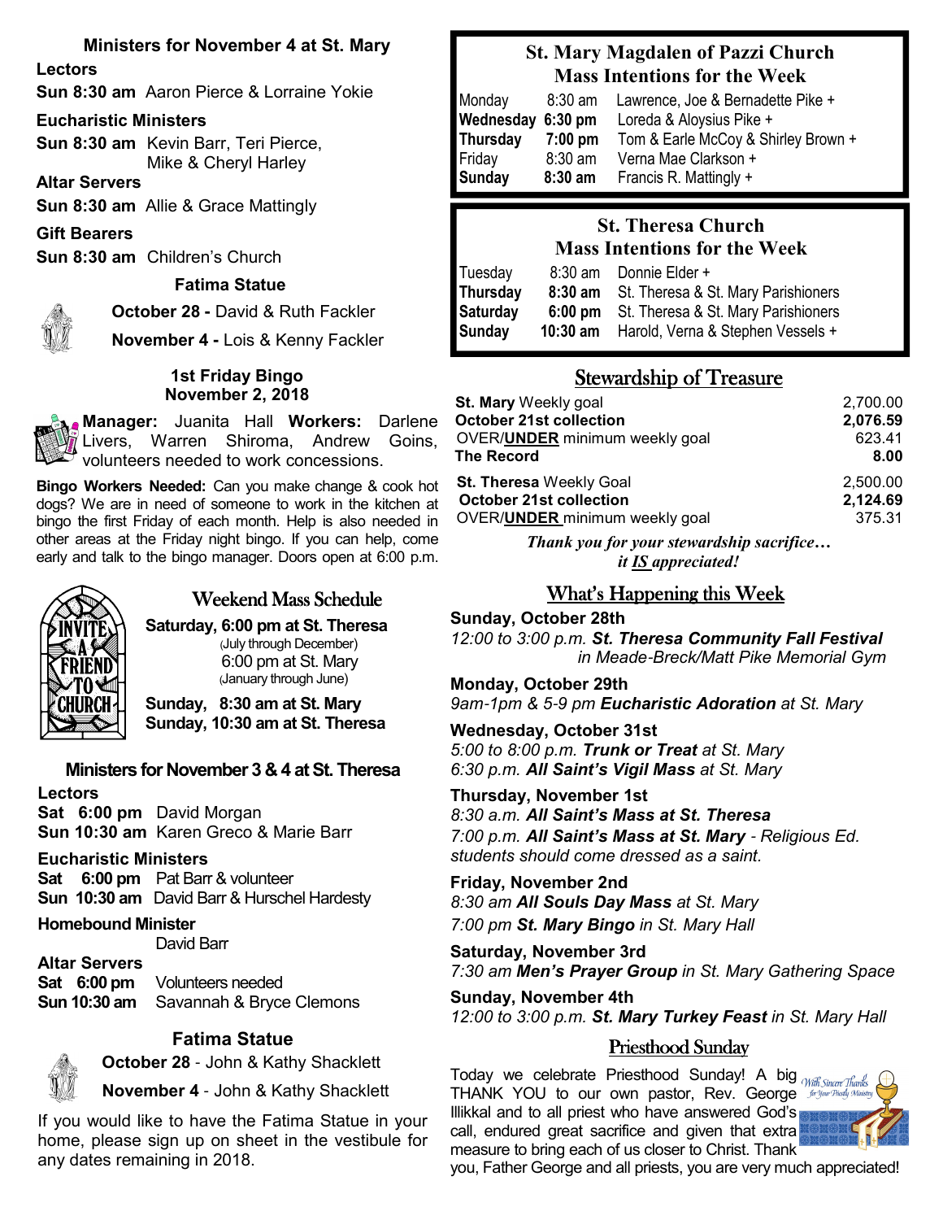## Ministers for November 4 at St. Mary

**Lectors**

**Sun 8:30 am** Aaron Pierce & Lorraine Yokie

**Eucharistic Ministers**

**Sun 8:30 am** Kevin Barr, Teri Pierce, Mike & Cheryl Harley

**Altar Servers**

**Sun 8:30 am** Allie & Grace Mattingly

**Gift Bearers**

**Sun 8:30 am** Children's Church

**Fatima Statue**

**October 28 -** David & Ruth Fackler

**November 4 -** Lois & Kenny Fackler

### 1st Friday Bingo
### November 2, 2018

**Manager:** Juanita Hall **Workers:** Darlene Livers, Warren Shiroma, Andrew Goins, volunteers needed to work concessions.

**Bingo Workers Needed:** Can you make change & cook hot dogs? We are in need of someone to work in the kitchen at bingo the first Friday of each month. Help is also needed in other areas at the Friday night bingo. If you can help, come early and talk to the bingo manager. Doors open at 6:00 p.m.

## Weekend Mass Schedule

**Saturday, 6:00 pm at St. Theresa**
(July through December)
6:00 pm at St. Mary
(January through June)

**Sunday, 8:30 am at St. Mary**
**Sunday, 10:30 am at St. Theresa**

## Ministers for November 3 & 4 at St. Theresa

**Lectors**

**Sat 6:00 pm** David Morgan
**Sun 10:30 am** Karen Greco & Marie Barr

**Eucharistic Ministers**

**Sat 6:00 pm** Pat Barr & volunteer
**Sun 10:30 am** David Barr & Hurschel Hardesty

**Homebound Minister**

David Barr

**Altar Servers**

**Sat 6:00 pm** Volunteers needed
**Sun 10:30 am** Savannah & Bryce Clemons

**Fatima Statue**

**October 28** - John & Kathy Shacklett

**November 4** - John & Kathy Shacklett

If you would like to have the Fatima Statue in your home, please sign up on sheet in the vestibule for any dates remaining in 2018.

## St. Mary Magdalen of Pazzi Church
## Mass Intentions for the Week

| | | |
|---|---|---|
| Monday | 8:30 am | Lawrence, Joe & Bernadette Pike + |
| **Wednesday** | **6:30 pm** | Loreda & Aloysius Pike + |
| **Thursday** | **7:00 pm** | Tom & Earle McCoy & Shirley Brown + |
| Friday | 8:30 am | Verna Mae Clarkson + |
| **Sunday** | **8:30 am** | Francis R. Mattingly + |

## St. Theresa Church
## Mass Intentions for the Week

| | | |
|---|---|---|
| Tuesday | 8:30 am | Donnie Elder + |
| **Thursday** | **8:30 am** | St. Theresa & St. Mary Parishioners |
| **Saturday** | **6:00 pm** | St. Theresa & St. Mary Parishioners |
| **Sunday** | **10:30 am** | Harold, Verna & Stephen Vessels + |

## Stewardship of Treasure

| | |
|---|---|
| **St. Mary** Weekly goal | 2,700.00 |
| **October 21st collection** | **2,076.59** |
| OVER/**UNDER** minimum weekly goal | 623.41 |
| **The Record** | **8.00** |
| **St. Theresa** Weekly Goal | 2,500.00 |
| **October 21st collection** | **2,124.69** |
| OVER/**UNDER** minimum weekly goal | 375.31 |

***Thank you for your stewardship sacrifice… it IS appreciated!***

## What's Happening this Week

**Sunday, October 28th**
*12:00 to 3:00 p.m.* ***St. Theresa Community Fall Festival*** *in Meade-Breck/Matt Pike Memorial Gym*

**Monday, October 29th**
*9am-1pm & 5-9 pm* ***Eucharistic Adoration*** *at St. Mary*

**Wednesday, October 31st**
*5:00 to 8:00 p.m.* ***Trunk or Treat*** *at St. Mary*
*6:30 p.m.* ***All Saint's Vigil Mass*** *at St. Mary*

**Thursday, November 1st**
*8:30 a.m.* ***All Saint's Mass at St. Theresa***
*7:00 p.m.* ***All Saint's Mass at St. Mary*** *- Religious Ed. students should come dressed as a saint.*

**Friday, November 2nd**
*8:30 am* ***All Souls Day Mass*** *at St. Mary*
*7:00 pm* ***St. Mary Bingo*** *in St. Mary Hall*

**Saturday, November 3rd**
*7:30 am* ***Men's Prayer Group*** *in St. Mary Gathering Space*

**Sunday, November 4th**
*12:00 to 3:00 p.m.* ***St. Mary Turkey Feast*** *in St. Mary Hall*

## Priesthood Sunday

Today we celebrate Priesthood Sunday! A big THANK YOU to our own pastor, Rev. George Illikkal and to all priest who have answered God's call, endured great sacrifice and given that extra measure to bring each of us closer to Christ. Thank you, Father George and all priests, you are very much appreciated!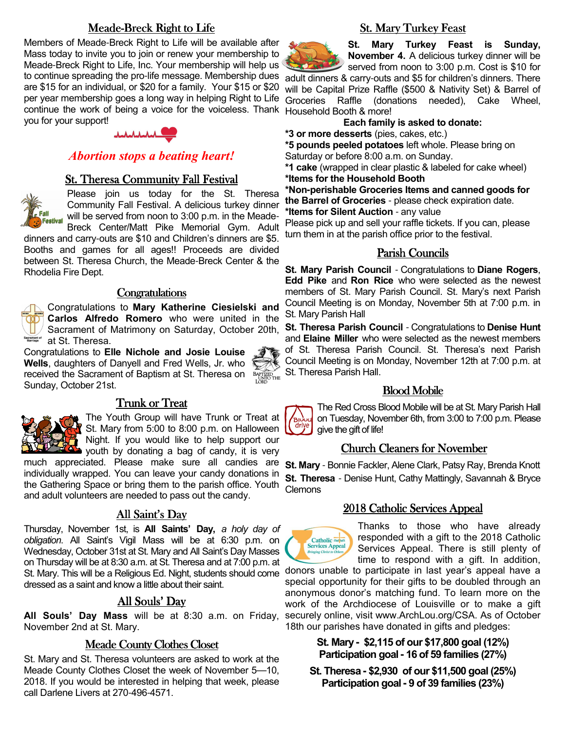## Meade-Breck Right to Life

Members of Meade-Breck Right to Life will be available after Mass today to invite you to join or renew your membership to Meade-Breck Right to Life, Inc. Your membership will help us to continue spreading the pro-life message. Membership dues are $15 for an individual, or $20 for a family. Your $15 or $20 per year membership goes a long way in helping Right to Life continue the work of being a voice for the voiceless. Thank you for your support!

*Abortion stops a beating heart!*

## St. Theresa Community Fall Festival

Please join us today for the St. Theresa Community Fall Festival. A delicious turkey dinner will be served from noon to 3:00 p.m. in the Meade-Breck Center/Matt Pike Memorial Gym. Adult dinners and carry-outs are $10 and Children's dinners are $5. Booths and games for all ages!! Proceeds are divided between St. Theresa Church, the Meade-Breck Center & the Rhodelia Fire Dept.

## Congratulations

Congratulations to **Mary Katherine Ciesielski and Carlos Alfredo Romero** who were united in the Sacrament of Matrimony on Saturday, October 20th, at St. Theresa.

Congratulations to **Elle Nichole and Josie Louise Wells**, daughters of Danyell and Fred Wells, Jr. who received the Sacrament of Baptism at St. Theresa on Sunday, October 21st.

## Trunk or Treat

The Youth Group will have Trunk or Treat at St. Mary from 5:00 to 8:00 p.m. on Halloween Night. If you would like to help support our youth by donating a bag of candy, it is very much appreciated. Please make sure all candies are individually wrapped. You can leave your candy donations in the Gathering Space or bring them to the parish office. Youth and adult volunteers are needed to pass out the candy.

## All Saint's Day

Thursday, November 1st, is **All Saints' Day,** *a holy day of obligation.* All Saint's Vigil Mass will be at 6:30 p.m. on Wednesday, October 31st at St. Mary and All Saint's Day Masses on Thursday will be at 8:30 a.m. at St. Theresa and at 7:00 p.m. at St. Mary. This will be a Religious Ed. Night, students should come dressed as a saint and know a little about their saint.

## All Souls' Day

**All Souls' Day Mass** will be at 8:30 a.m. on Friday, November 2nd at St. Mary.

## Meade County Clothes Closet

St. Mary and St. Theresa volunteers are asked to work at the Meade County Clothes Closet the week of November 5—10, 2018. If you would be interested in helping that week, please call Darlene Livers at 270-496-4571.

## St. Mary Turkey Feast

**St. Mary Turkey Feast is Sunday, November 4.** A delicious turkey dinner will be served from noon to 3:00 p.m. Cost is $10 for adult dinners & carry-outs and $5 for children's dinners. There will be Capital Prize Raffle ($500 & Nativity Set) & Barrel of Groceries Raffle (donations needed), Cake Wheel, Household Booth & more!

**Each family is asked to donate:**

**\*3 or more desserts** (pies, cakes, etc.)
**\*5 pounds peeled potatoes** left whole. Please bring on Saturday or before 8:00 a.m. on Sunday.
**\*1 cake** (wrapped in clear plastic & labeled for cake wheel)
**\*Items for the Household Booth**
**\*Non-perishable Groceries Items and canned goods for the Barrel of Groceries** - please check expiration date.
**\*Items for Silent Auction** - any value

Please pick up and sell your raffle tickets. If you can, please turn them in at the parish office prior to the festival.

## Parish Councils

**St. Mary Parish Council** - Congratulations to **Diane Rogers**, **Edd Pike** and **Ron Rice** who were selected as the newest members of St. Mary Parish Council. St. Mary's next Parish Council Meeting is on Monday, November 5th at 7:00 p.m. in St. Mary Parish Hall

**St. Theresa Parish Council** - Congratulations to **Denise Hunt** and **Elaine Miller** who were selected as the newest members of St. Theresa Parish Council. St. Theresa's next Parish Council Meeting is on Monday, November 12th at 7:00 p.m. at St. Theresa Parish Hall.

## Blood Mobile

The Red Cross Blood Mobile will be at St. Mary Parish Hall on Tuesday, November 6th, from 3:00 to 7:00 p.m. Please give the gift of life!

## Church Cleaners for November

**St. Mary** - Bonnie Fackler, Alene Clark, Patsy Ray, Brenda Knott

**St. Theresa** - Denise Hunt, Cathy Mattingly, Savannah & Bryce Clemons

## 2018 Catholic Services Appeal

Thanks to those who have already responded with a gift to the 2018 Catholic Services Appeal. There is still plenty of time to respond with a gift. In addition, donors unable to participate in last year's appeal have a special opportunity for their gifts to be doubled through an anonymous donor's matching fund. To learn more on the work of the Archdiocese of Louisville or to make a gift securely online, visit www.ArchLou.org/CSA. As of October 18th our parishes have donated in gifts and pledges:

**St. Mary - $2,115 of our $17,800 goal (12%)**
**Participation goal - 16 of 59 families (27%)**

**St. Theresa - $2,930 of our $11,500 goal (25%)**
**Participation goal - 9 of 39 families (23%)**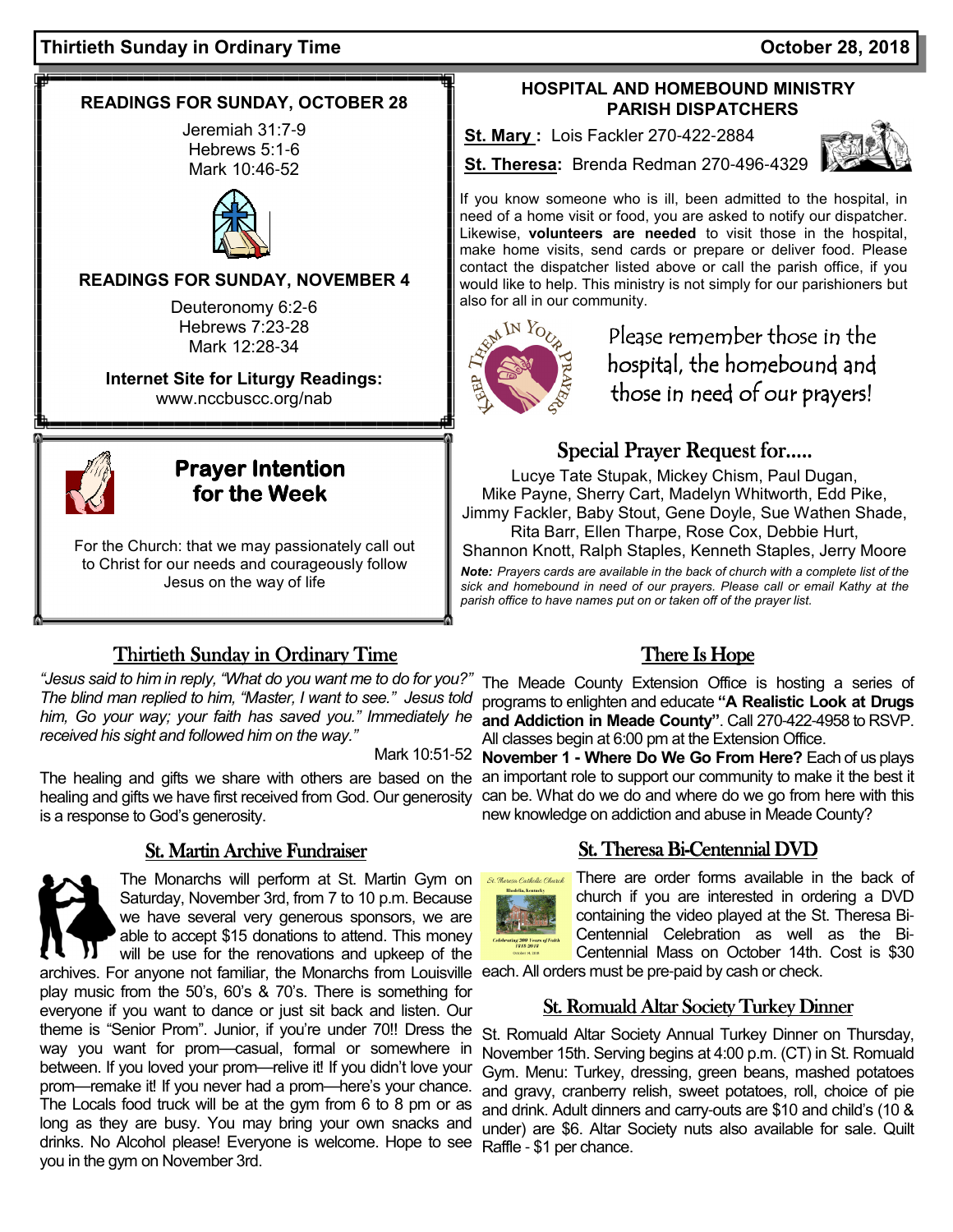**Thirtieth Sunday in Ordinary Time** — **October 28, 2018**

## READINGS FOR SUNDAY, OCTOBER 28

Jeremiah 31:7-9
Hebrews 5:1-6
Mark 10:46-52

## READINGS FOR SUNDAY, NOVEMBER 4

Deuteronomy 6:2-6
Hebrews 7:23-28
Mark 12:28-34

**Internet Site for Liturgy Readings:**
www.nccbuscc.org/nab

## Prayer Intention for the Week

For the Church: that we may passionately call out to Christ for our needs and courageously follow Jesus on the way of life

## HOSPITAL AND HOMEBOUND MINISTRY PARISH DISPATCHERS

**St. Mary :** Lois Fackler 270-422-2884

**St. Theresa:** Brenda Redman 270-496-4329

If you know someone who is ill, been admitted to the hospital, in need of a home visit or food, you are asked to notify our dispatcher. Likewise, **volunteers are needed** to visit those in the hospital, make home visits, send cards or prepare or deliver food. Please contact the dispatcher listed above or call the parish office, if you would like to help. This ministry is not simply for our parishioners but also for all in our community.

KEEP THEM IN YOUR PRAYERS

Please remember those in the hospital, the homebound and those in need of our prayers!

## Special Prayer Request for.....

Lucye Tate Stupak, Mickey Chism, Paul Dugan, Mike Payne, Sherry Cart, Madelyn Whitworth, Edd Pike, Jimmy Fackler, Baby Stout, Gene Doyle, Sue Wathen Shade, Rita Barr, Ellen Tharpe, Rose Cox, Debbie Hurt, Shannon Knott, Ralph Staples, Kenneth Staples, Jerry Moore

***Note:*** *Prayers cards are available in the back of church with a complete list of the sick and homebound in need of our prayers. Please call or email Kathy at the parish office to have names put on or taken off of the prayer list.*

## Thirtieth Sunday in Ordinary Time

*"Jesus said to him in reply, "What do you want me to do for you?" The blind man replied to him, "Master, I want to see." Jesus told him, Go your way; your faith has saved you." Immediately he received his sight and followed him on the way."*

Mark 10:51-52

The healing and gifts we share with others are based on the healing and gifts we have first received from God. Our generosity is a response to God's generosity.

## St. Martin Archive Fundraiser

The Monarchs will perform at St. Martin Gym on Saturday, November 3rd, from 7 to 10 p.m. Because we have several very generous sponsors, we are able to accept $15 donations to attend. This money will be use for the renovations and upkeep of the archives. For anyone not familiar, the Monarchs from Louisville play music from the 50's, 60's & 70's. There is something for everyone if you want to dance or just sit back and listen. Our theme is "Senior Prom". Junior, if you're under 70!! Dress the way you want for prom—casual, formal or somewhere in between. If you loved your prom—relive it! If you didn't love your prom—remake it! If you never had a prom—here's your chance. The Locals food truck will be at the gym from 6 to 8 pm or as long as they are busy. You may bring your own snacks and drinks. No Alcohol please! Everyone is welcome. Hope to see you in the gym on November 3rd.

## There Is Hope

The Meade County Extension Office is hosting a series of programs to enlighten and educate **"A Realistic Look at Drugs and Addiction in Meade County"**. Call 270-422-4958 to RSVP. All classes begin at 6:00 pm at the Extension Office.

**November 1 - Where Do We Go From Here?** Each of us plays an important role to support our community to make it the best it can be. What do we do and where do we go from here with this new knowledge on addiction and abuse in Meade County?

## St. Theresa Bi-Centennial DVD

There are order forms available in the back of church if you are interested in ordering a DVD containing the video played at the St. Theresa Bi-Centennial Celebration as well as the Bi-Centennial Mass on October 14th. Cost is $30 each. All orders must be pre-paid by cash or check.

## St. Romuald Altar Society Turkey Dinner

St. Romuald Altar Society Annual Turkey Dinner on Thursday, November 15th. Serving begins at 4:00 p.m. (CT) in St. Romuald Gym. Menu: Turkey, dressing, green beans, mashed potatoes and gravy, cranberry relish, sweet potatoes, roll, choice of pie and drink. Adult dinners and carry-outs are $10 and child's (10 & under) are $6. Altar Society nuts also available for sale. Quilt Raffle - $1 per chance.